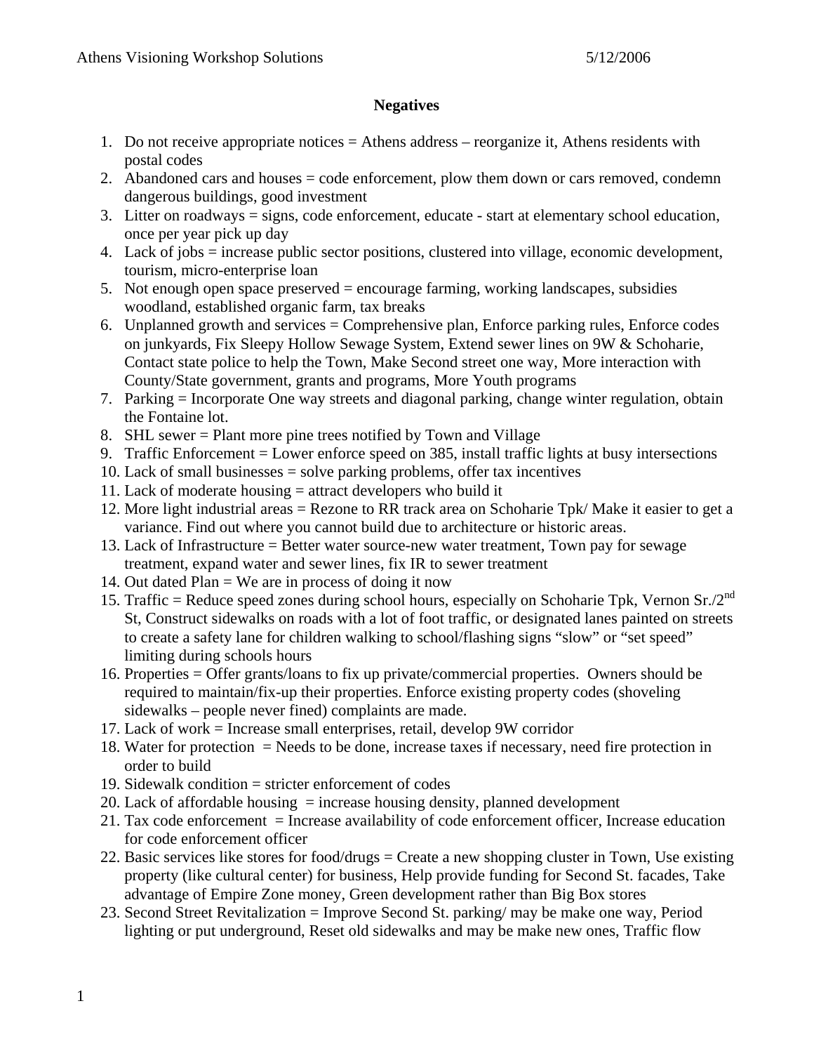Athens Visioning Workshop Solutions 5/12/2006

**Negatives**

1. Do not receive appropriate notices = Athens address – reorganize it, Athens residents with postal codes
2. Abandoned cars and houses = code enforcement, plow them down or cars removed, condemn dangerous buildings, good investment
3. Litter on roadways = signs, code enforcement, educate - start at elementary school education, once per year pick up day
4. Lack of jobs = increase public sector positions, clustered into village, economic development, tourism, micro-enterprise loan
5. Not enough open space preserved = encourage farming, working landscapes, subsidies woodland, established organic farm, tax breaks
6. Unplanned growth and services = Comprehensive plan, Enforce parking rules, Enforce codes on junkyards, Fix Sleepy Hollow Sewage System, Extend sewer lines on 9W & Schoharie, Contact state police to help the Town, Make Second street one way, More interaction with County/State government, grants and programs, More Youth programs
7. Parking = Incorporate One way streets and diagonal parking, change winter regulation, obtain the Fontaine lot.
8. SHL sewer = Plant more pine trees notified by Town and Village
9. Traffic Enforcement = Lower enforce speed on 385, install traffic lights at busy intersections
10. Lack of small businesses = solve parking problems, offer tax incentives
11. Lack of moderate housing = attract developers who build it
12. More light industrial areas = Rezone to RR track area on Schoharie Tpk/ Make it easier to get a variance. Find out where you cannot build due to architecture or historic areas.
13. Lack of Infrastructure = Better water source-new water treatment, Town pay for sewage treatment, expand water and sewer lines, fix IR to sewer treatment
14. Out dated Plan = We are in process of doing it now
15. Traffic = Reduce speed zones during school hours, especially on Schoharie Tpk, Vernon Sr./2nd St, Construct sidewalks on roads with a lot of foot traffic, or designated lanes painted on streets to create a safety lane for children walking to school/flashing signs "slow" or "set speed" limiting during schools hours
16. Properties = Offer grants/loans to fix up private/commercial properties. Owners should be required to maintain/fix-up their properties. Enforce existing property codes (shoveling sidewalks – people never fined) complaints are made.
17. Lack of work = Increase small enterprises, retail, develop 9W corridor
18. Water for protection = Needs to be done, increase taxes if necessary, need fire protection in order to build
19. Sidewalk condition = stricter enforcement of codes
20. Lack of affordable housing = increase housing density, planned development
21. Tax code enforcement = Increase availability of code enforcement officer, Increase education for code enforcement officer
22. Basic services like stores for food/drugs = Create a new shopping cluster in Town, Use existing property (like cultural center) for business, Help provide funding for Second St. facades, Take advantage of Empire Zone money, Green development rather than Big Box stores
23. Second Street Revitalization = Improve Second St. parking/ may be make one way, Period lighting or put underground, Reset old sidewalks and may be make new ones, Traffic flow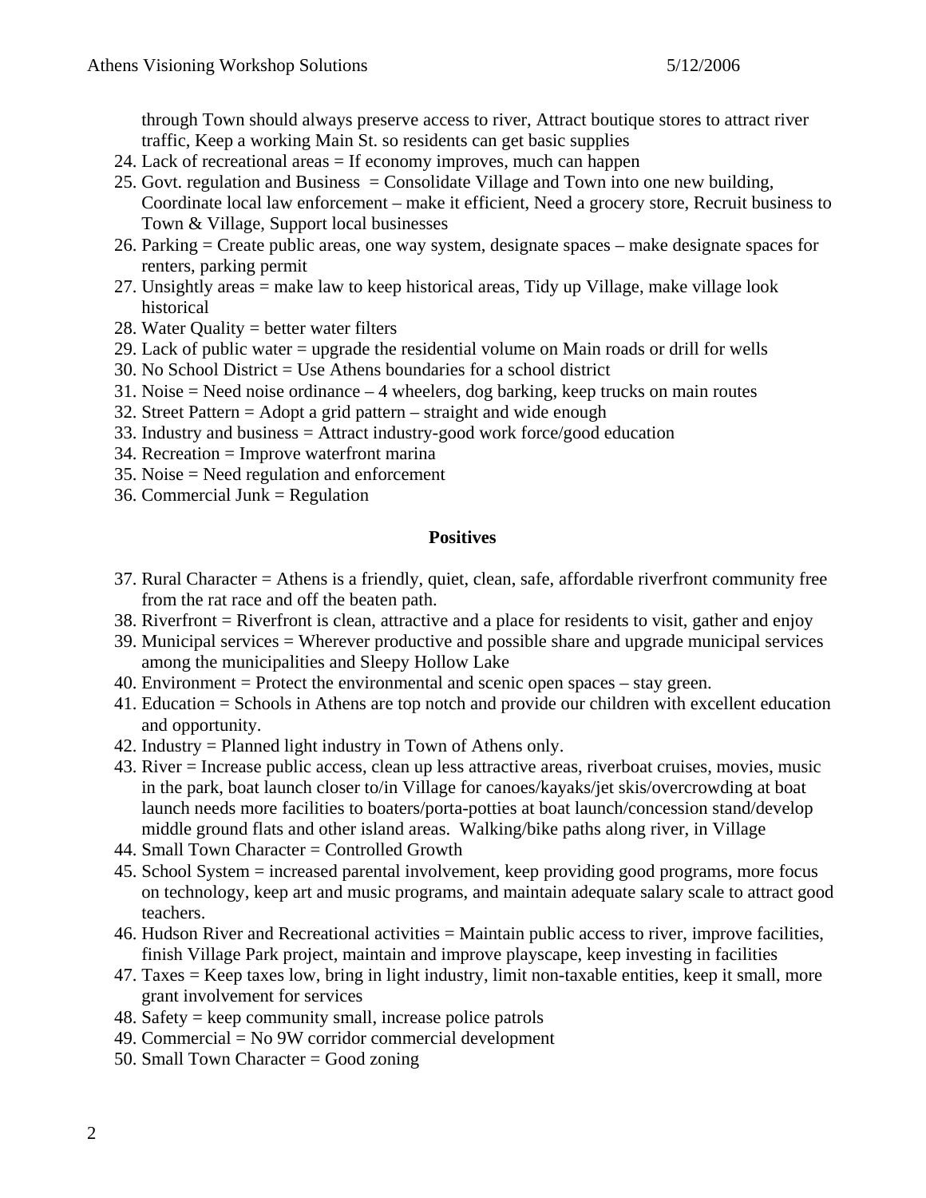through Town should always preserve access to river, Attract boutique stores to attract river traffic, Keep a working Main St. so residents can get basic supplies

24. Lack of recreational areas = If economy improves, much can happen
25. Govt. regulation and Business = Consolidate Village and Town into one new building, Coordinate local law enforcement – make it efficient, Need a grocery store, Recruit business to Town & Village, Support local businesses
26. Parking = Create public areas, one way system, designate spaces – make designate spaces for renters, parking permit
27. Unsightly areas = make law to keep historical areas, Tidy up Village, make village look historical
28. Water Quality = better water filters
29. Lack of public water = upgrade the residential volume on Main roads or drill for wells
30. No School District = Use Athens boundaries for a school district
31. Noise = Need noise ordinance – 4 wheelers, dog barking, keep trucks on main routes
32. Street Pattern = Adopt a grid pattern – straight and wide enough
33. Industry and business = Attract industry-good work force/good education
34. Recreation = Improve waterfront marina
35. Noise = Need regulation and enforcement
36. Commercial Junk = Regulation

**Positives**

37. Rural Character = Athens is a friendly, quiet, clean, safe, affordable riverfront community free from the rat race and off the beaten path.
38. Riverfront = Riverfront is clean, attractive and a place for residents to visit, gather and enjoy
39. Municipal services = Wherever productive and possible share and upgrade municipal services among the municipalities and Sleepy Hollow Lake
40. Environment = Protect the environmental and scenic open spaces – stay green.
41. Education = Schools in Athens are top notch and provide our children with excellent education and opportunity.
42. Industry = Planned light industry in Town of Athens only.
43. River = Increase public access, clean up less attractive areas, riverboat cruises, movies, music in the park, boat launch closer to/in Village for canoes/kayaks/jet skis/overcrowding at boat launch needs more facilities to boaters/porta-potties at boat launch/concession stand/develop middle ground flats and other island areas. Walking/bike paths along river, in Village
44. Small Town Character = Controlled Growth
45. School System = increased parental involvement, keep providing good programs, more focus on technology, keep art and music programs, and maintain adequate salary scale to attract good teachers.
46. Hudson River and Recreational activities = Maintain public access to river, improve facilities, finish Village Park project, maintain and improve playscape, keep investing in facilities
47. Taxes = Keep taxes low, bring in light industry, limit non-taxable entities, keep it small, more grant involvement for services
48. Safety = keep community small, increase police patrols
49. Commercial = No 9W corridor commercial development
50. Small Town Character = Good zoning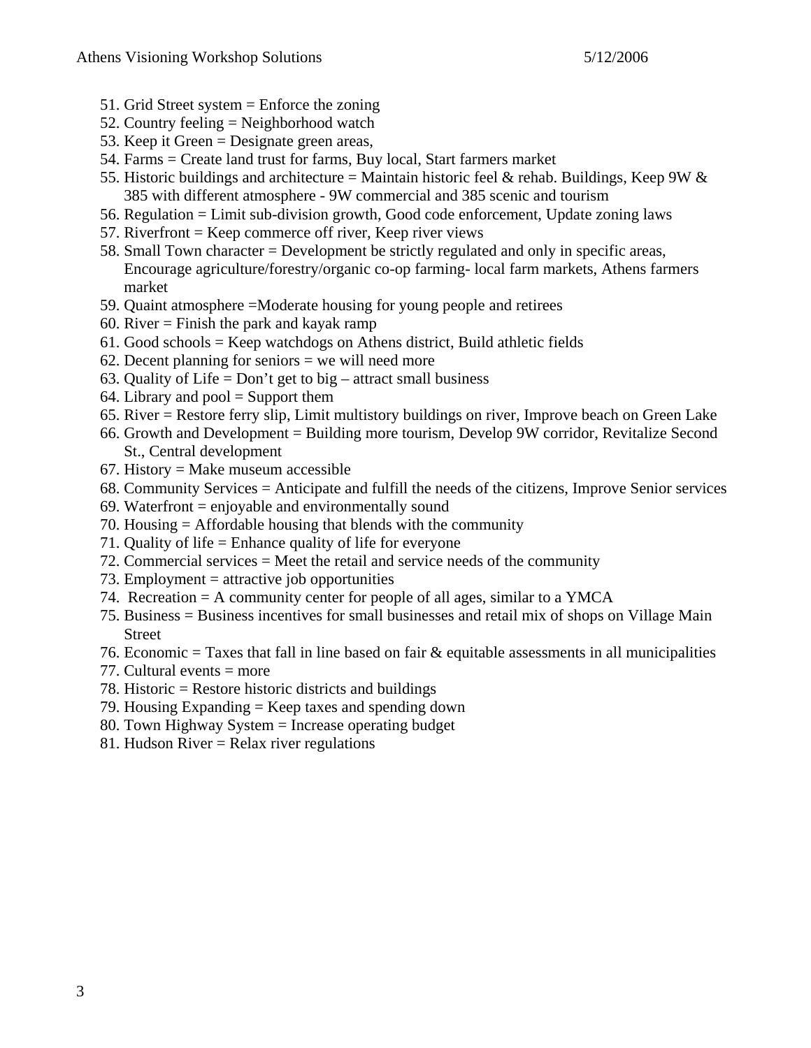51. Grid Street system = Enforce the zoning
52. Country feeling = Neighborhood watch
53. Keep it Green = Designate green areas,
54. Farms = Create land trust for farms, Buy local, Start farmers market
55. Historic buildings and architecture = Maintain historic feel & rehab. Buildings, Keep 9W & 385 with different atmosphere - 9W commercial and 385 scenic and tourism
56. Regulation = Limit sub-division growth, Good code enforcement, Update zoning laws
57. Riverfront = Keep commerce off river, Keep river views
58. Small Town character = Development be strictly regulated and only in specific areas, Encourage agriculture/forestry/organic co-op farming- local farm markets, Athens farmers market
59. Quaint atmosphere =Moderate housing for young people and retirees
60. River = Finish the park and kayak ramp
61. Good schools = Keep watchdogs on Athens district, Build athletic fields
62. Decent planning for seniors = we will need more
63. Quality of Life = Don't get to big – attract small business
64. Library and pool = Support them
65. River = Restore ferry slip, Limit multistory buildings on river, Improve beach on Green Lake
66. Growth and Development = Building more tourism, Develop 9W corridor, Revitalize Second St., Central development
67. History = Make museum accessible
68. Community Services = Anticipate and fulfill the needs of the citizens, Improve Senior services
69. Waterfront = enjoyable and environmentally sound
70. Housing = Affordable housing that blends with the community
71. Quality of life = Enhance quality of life for everyone
72. Commercial services = Meet the retail and service needs of the community
73. Employment = attractive job opportunities
74. Recreation = A community center for people of all ages, similar to a YMCA
75. Business = Business incentives for small businesses and retail mix of shops on Village Main Street
76. Economic = Taxes that fall in line based on fair & equitable assessments in all municipalities
77. Cultural events = more
78. Historic = Restore historic districts and buildings
79. Housing Expanding = Keep taxes and spending down
80. Town Highway System = Increase operating budget
81. Hudson River = Relax river regulations